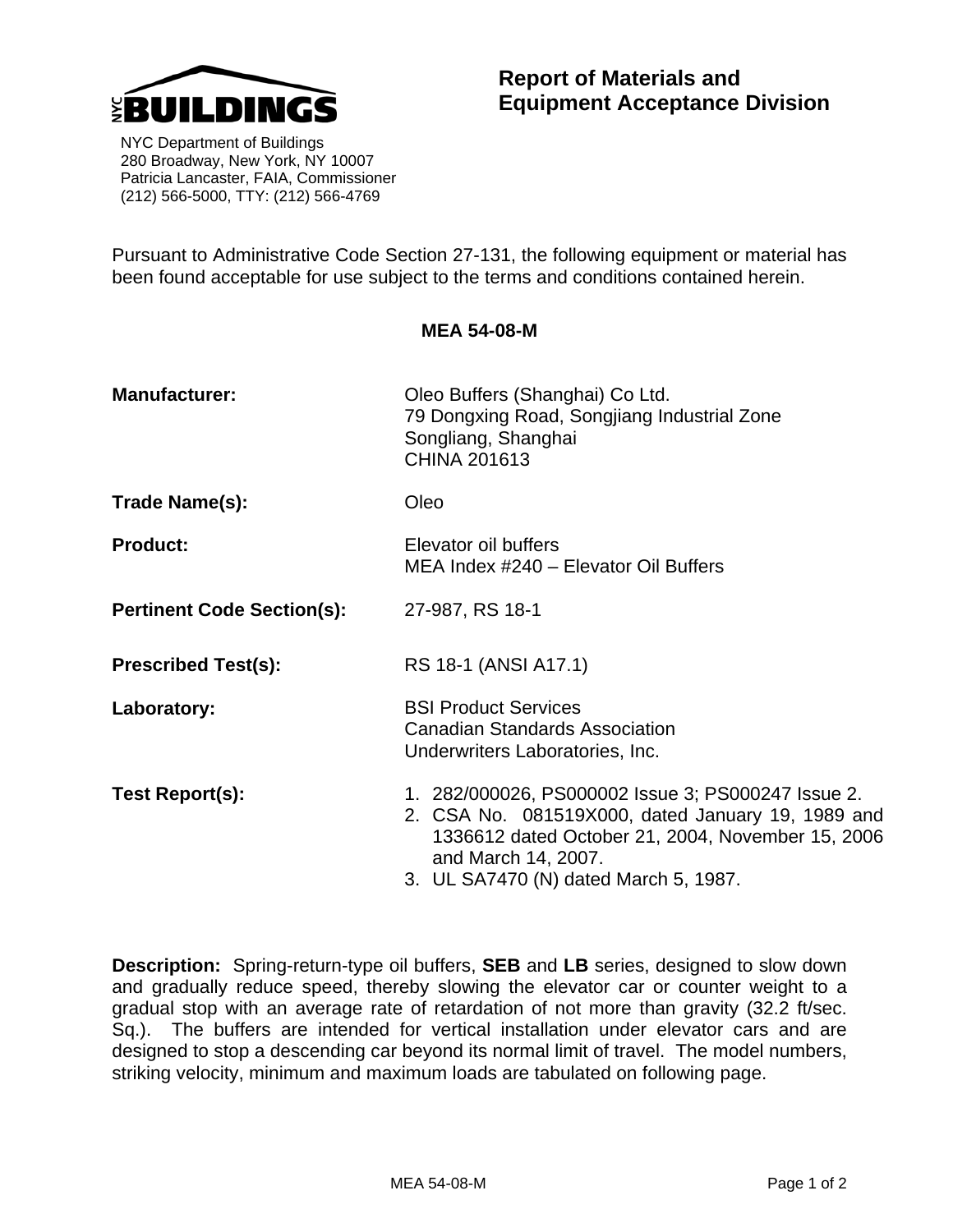NYC BUILDINGS

NYC Department of Buildings
280 Broadway, New York, NY 10007
Patricia Lancaster, FAIA, Commissioner
(212) 566-5000, TTY: (212) 566-4769

# Report of Materials and Equipment Acceptance Division

Pursuant to Administrative Code Section 27-131, the following equipment or material has been found acceptable for use subject to the terms and conditions contained herein.

**MEA 54-08-M**

**Manufacturer:** Oleo Buffers (Shanghai) Co Ltd.
79 Dongxing Road, Songjiang Industrial Zone
Songliang, Shanghai
CHINA 201613

**Trade Name(s):** Oleo

**Product:** Elevator oil buffers
MEA Index #240 – Elevator Oil Buffers

**Pertinent Code Section(s):** 27-987, RS 18-1

**Prescribed Test(s):** RS 18-1 (ANSI A17.1)

**Laboratory:** BSI Product Services
Canadian Standards Association
Underwriters Laboratories, Inc.

**Test Report(s):**

1. 282/000026, PS000002 Issue 3; PS000247 Issue 2.
2. CSA No. 081519X000, dated January 19, 1989 and 1336612 dated October 21, 2004, November 15, 2006 and March 14, 2007.
3. UL SA7470 (N) dated March 5, 1987.

**Description:** Spring-return-type oil buffers, **SEB** and **LB** series, designed to slow down and gradually reduce speed, thereby slowing the elevator car or counter weight to a gradual stop with an average rate of retardation of not more than gravity (32.2 ft/sec. Sq.). The buffers are intended for vertical installation under elevator cars and are designed to stop a descending car beyond its normal limit of travel. The model numbers, striking velocity, minimum and maximum loads are tabulated on following page.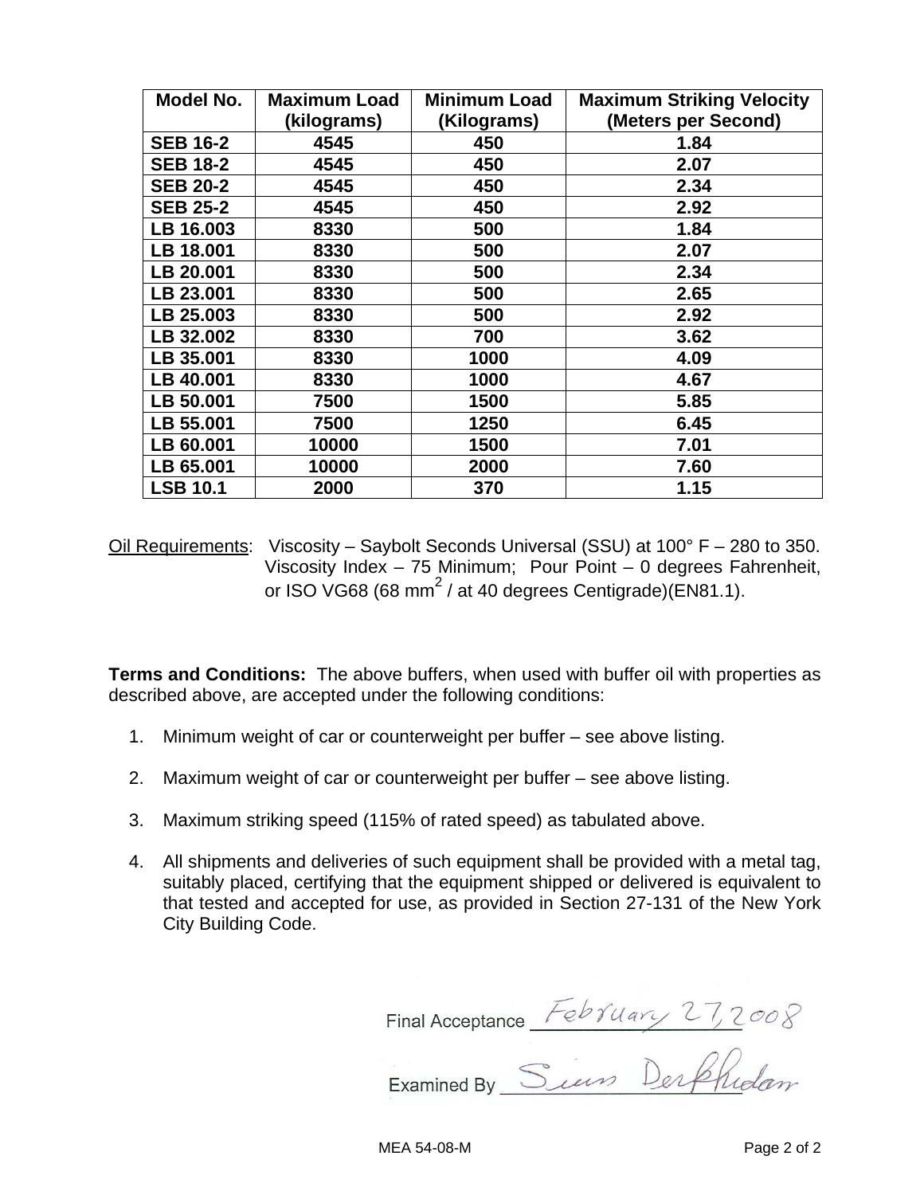| Model No. | Maximum Load (kilograms) | Minimum Load (Kilograms) | Maximum Striking Velocity (Meters per Second) |
|---|---|---|---|
| SEB 16-2 | 4545 | 450 | 1.84 |
| SEB 18-2 | 4545 | 450 | 2.07 |
| SEB 20-2 | 4545 | 450 | 2.34 |
| SEB 25-2 | 4545 | 450 | 2.92 |
| LB 16.003 | 8330 | 500 | 1.84 |
| LB 18.001 | 8330 | 500 | 2.07 |
| LB 20.001 | 8330 | 500 | 2.34 |
| LB 23.001 | 8330 | 500 | 2.65 |
| LB 25.003 | 8330 | 500 | 2.92 |
| LB 32.002 | 8330 | 700 | 3.62 |
| LB 35.001 | 8330 | 1000 | 4.09 |
| LB 40.001 | 8330 | 1000 | 4.67 |
| LB 50.001 | 7500 | 1500 | 5.85 |
| LB 55.001 | 7500 | 1250 | 6.45 |
| LB 60.001 | 10000 | 1500 | 7.01 |
| LB 65.001 | 10000 | 2000 | 7.60 |
| LSB 10.1 | 2000 | 370 | 1.15 |

Oil Requirements: Viscosity – Saybolt Seconds Universal (SSU) at 100° F – 280 to 350. Viscosity Index – 75 Minimum; Pour Point – 0 degrees Fahrenheit, or ISO VG68 (68 $mm^2$ / at 40 degrees Centigrade)(EN81.1).

**Terms and Conditions:** The above buffers, when used with buffer oil with properties as described above, are accepted under the following conditions:

1. Minimum weight of car or counterweight per buffer – see above listing.
2. Maximum weight of car or counterweight per buffer – see above listing.
3. Maximum striking speed (115% of rated speed) as tabulated above.
4. All shipments and deliveries of such equipment shall be provided with a metal tag, suitably placed, certifying that the equipment shipped or delivered is equivalent to that tested and accepted for use, as provided in Section 27-131 of the New York City Building Code.

Final Acceptance February 27, 2008

Examined By Sims Derkhidan

MEA 54-08-M